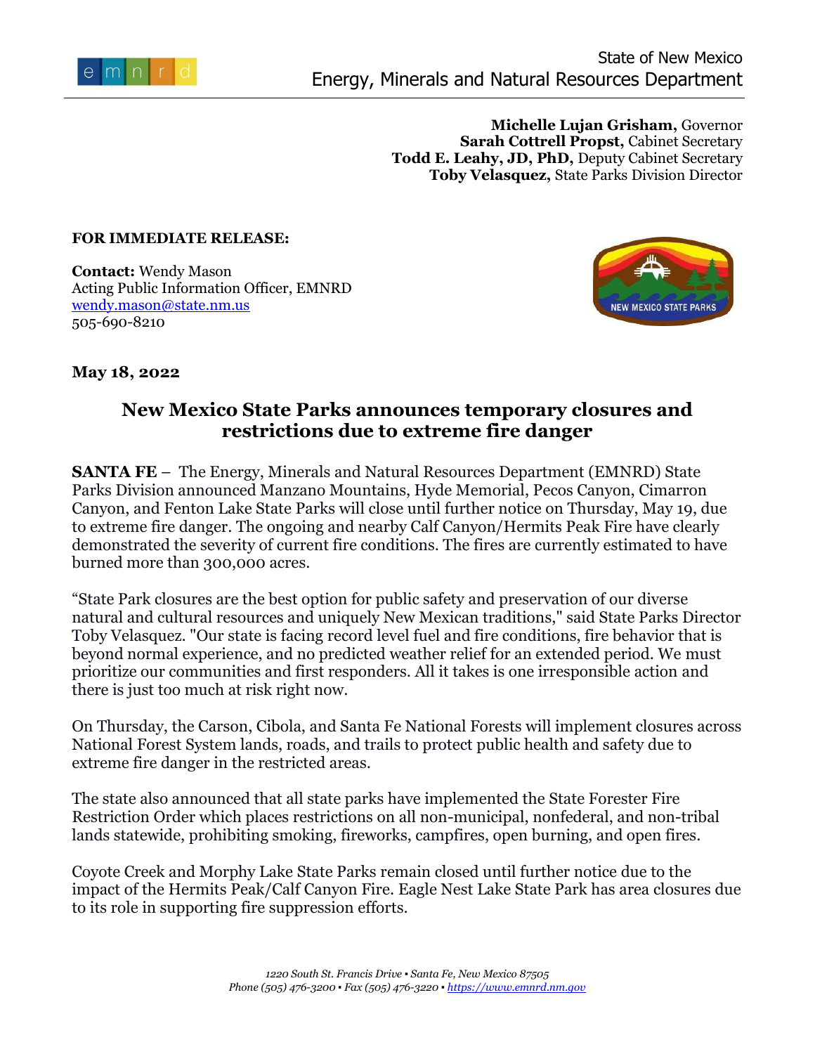State of New Mexico
Energy, Minerals and Natural Resources Department

**Michelle Lujan Grisham,** Governor
**Sarah Cottrell Propst,** Cabinet Secretary
**Todd E. Leahy, JD, PhD,** Deputy Cabinet Secretary
**Toby Velasquez,** State Parks Division Director

**FOR IMMEDIATE RELEASE:**

**Contact:** Wendy Mason
Acting Public Information Officer, EMNRD
wendy.mason@state.nm.us
505-690-8210

**May 18, 2022**

## New Mexico State Parks announces temporary closures and restrictions due to extreme fire danger

**SANTA FE** – The Energy, Minerals and Natural Resources Department (EMNRD) State Parks Division announced Manzano Mountains, Hyde Memorial, Pecos Canyon, Cimarron Canyon, and Fenton Lake State Parks will close until further notice on Thursday, May 19, due to extreme fire danger. The ongoing and nearby Calf Canyon/Hermits Peak Fire have clearly demonstrated the severity of current fire conditions. The fires are currently estimated to have burned more than 300,000 acres.

"State Park closures are the best option for public safety and preservation of our diverse natural and cultural resources and uniquely New Mexican traditions," said State Parks Director Toby Velasquez. "Our state is facing record level fuel and fire conditions, fire behavior that is beyond normal experience, and no predicted weather relief for an extended period. We must prioritize our communities and first responders. All it takes is one irresponsible action and there is just too much at risk right now.

On Thursday, the Carson, Cibola, and Santa Fe National Forests will implement closures across National Forest System lands, roads, and trails to protect public health and safety due to extreme fire danger in the restricted areas.

The state also announced that all state parks have implemented the State Forester Fire Restriction Order which places restrictions on all non-municipal, nonfederal, and non-tribal lands statewide, prohibiting smoking, fireworks, campfires, open burning, and open fires.

Coyote Creek and Morphy Lake State Parks remain closed until further notice due to the impact of the Hermits Peak/Calf Canyon Fire. Eagle Nest Lake State Park has area closures due to its role in supporting fire suppression efforts.

*1220 South St. Francis Drive ▪ Santa Fe, New Mexico 87505*
*Phone (505) 476-3200 ▪ Fax (505) 476-3220 ▪ https://www.emnrd.nm.gov*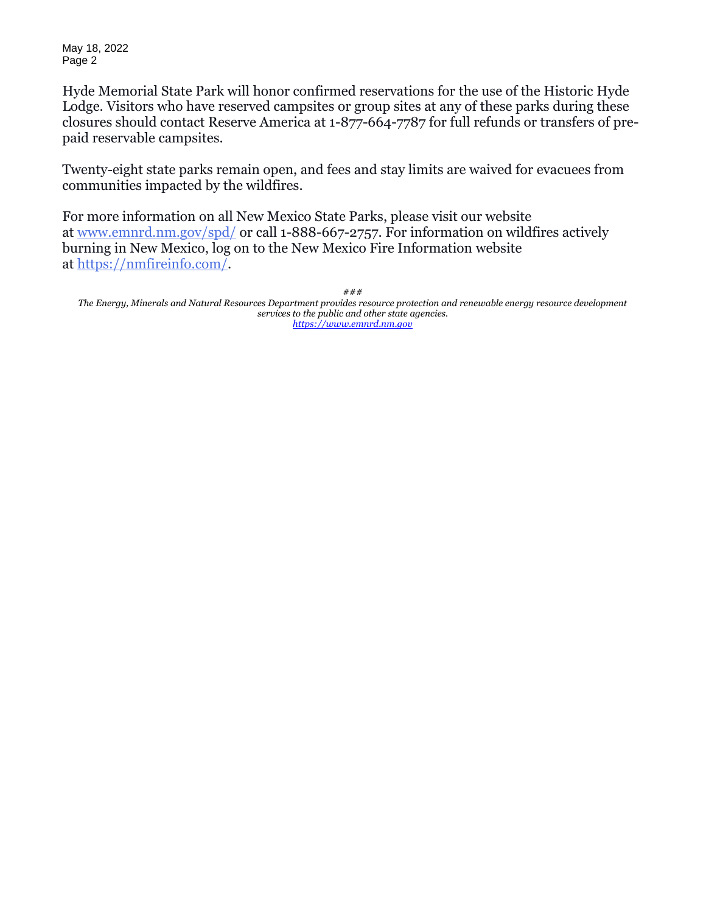Hyde Memorial State Park will honor confirmed reservations for the use of the Historic Hyde Lodge. Visitors who have reserved campsites or group sites at any of these parks during these closures should contact Reserve America at 1-877-664-7787 for full refunds or transfers of pre-paid reservable campsites.

Twenty-eight state parks remain open, and fees and stay limits are waived for evacuees from communities impacted by the wildfires.

For more information on all New Mexico State Parks, please visit our website at [www.emnrd.nm.gov/spd/](www.emnrd.nm.gov/spd/) or call 1-888-667-2757. For information on wildfires actively burning in New Mexico, log on to the New Mexico Fire Information website at [https://nmfireinfo.com/](https://nmfireinfo.com/).

###

*The Energy, Minerals and Natural Resources Department provides resource protection and renewable energy resource development services to the public and other state agencies.*
*[https://www.emnrd.nm.gov](https://www.emnrd.nm.gov)*